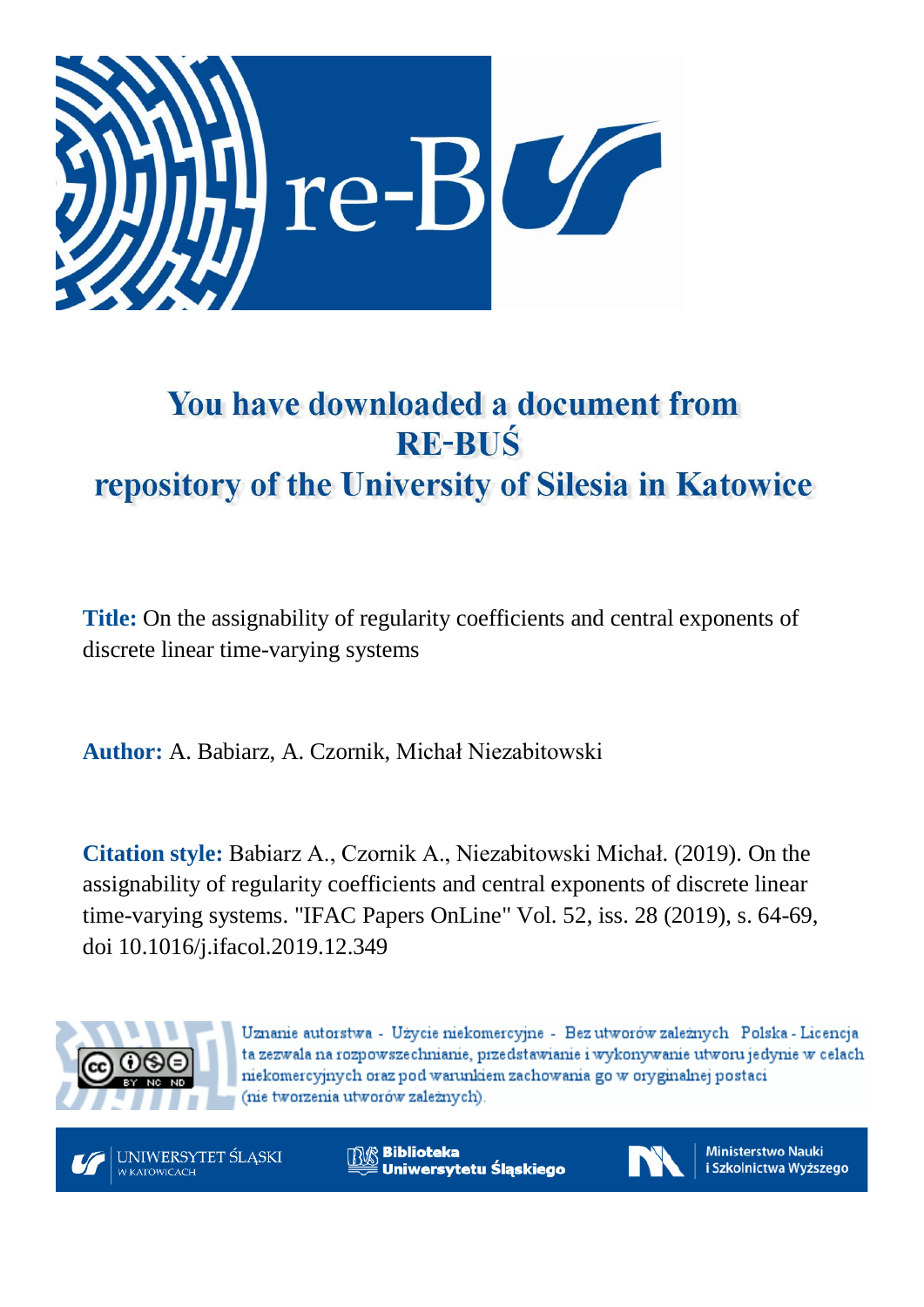# You have downloaded a document from RE-BUŚ repository of the University of Silesia in Katowice

**Title:** On the assignability of regularity coefficients and central exponents of discrete linear time-varying systems

**Author:** A. Babiarz, A. Czornik, Michał Niezabitowski

**Citation style:** Babiarz A., Czornik A., Niezabitowski Michał. (2019). On the assignability of regularity coefficients and central exponents of discrete linear time-varying systems. "IFAC Papers OnLine" Vol. 52, iss. 28 (2019), s. 64-69, doi 10.1016/j.ifacol.2019.12.349

Uznanie autorstwa - Użycie niekomercyjne - Bez utworów zależnych Polska - Licencja ta zezwala na rozpowszechnianie, przedstawianie i wykonywanie utworu jedynie w celach niekomercyjnych oraz pod warunkiem zachowania go w oryginalnej postaci (nie tworzenia utworów zależnych).

UNIWERSYTET ŚLĄSKI W KATOWICACH

Biblioteka Uniwersytetu Śląskiego

Ministerstwo Nauki i Szkolnictwa Wyższego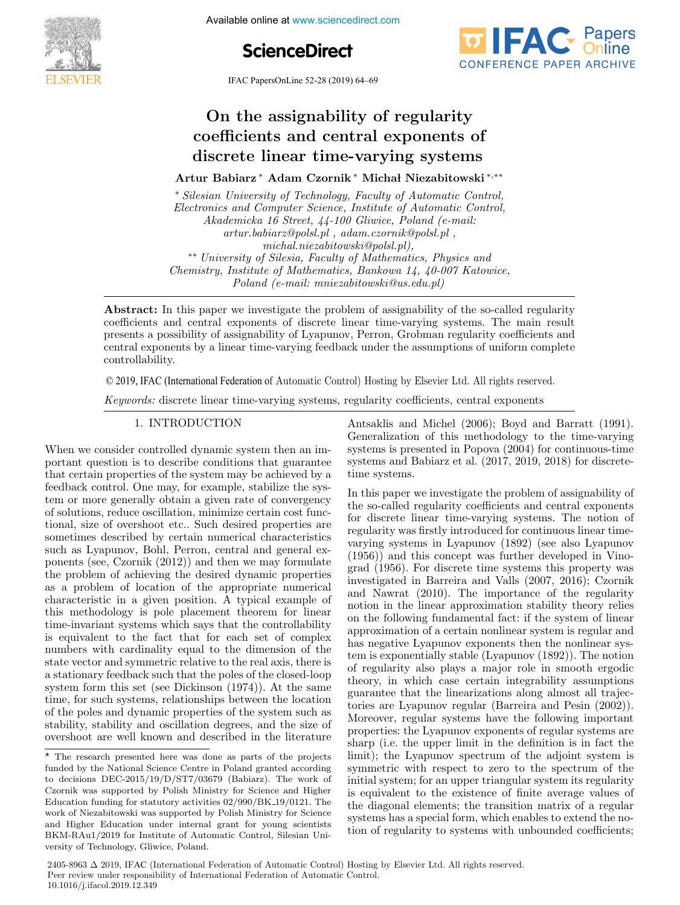# On the assignability of regularity coefficients and central exponents of discrete linear time-varying systems

**Artur Babiarz** * **Adam Czornik** * **Michał Niezabitowski** *,**

\* *Silesian University of Technology, Faculty of Automatic Control, Electronics and Computer Science, Institute of Automatic Control, Akademicka 16 Street, 44-100 Gliwice, Poland (e-mail: artur.babiarz@polsl.pl , adam.czornik@polsl.pl , michal.niezabitowski@polsl.pl),*
\** *University of Silesia, Faculty of Mathematics, Physics and Chemistry, Institute of Mathematics, Bankowa 14, 40-007 Katowice, Poland (e-mail: mniezabitowski@us.edu.pl)*

**Abstract:** In this paper we investigate the problem of assignability of the so-called regularity coefficients and central exponents of discrete linear time-varying systems. The main result presents a possibility of assignability of Lyapunov, Perron, Grobman regularity coefficients and central exponents by a linear time-varying feedback under the assumptions of uniform complete controllability.

© 2019, IFAC (International Federation of Automatic Control) Hosting by Elsevier Ltd. All rights reserved.

*Keywords:* discrete linear time-varying systems, regularity coefficients, central exponents

## 1. INTRODUCTION

When we consider controlled dynamic system then an important question is to describe conditions that guarantee that certain properties of the system may be achieved by a feedback control. One may, for example, stabilize the system or more generally obtain a given rate of convergency of solutions, reduce oscillation, minimize certain cost functional, size of overshoot etc.. Such desired properties are sometimes described by certain numerical characteristics such as Lyapunov, Bohl, Perron, central and general exponents (see, Czornik (2012)) and then we may formulate the problem of achieving the desired dynamic properties as a problem of location of the appropriate numerical characteristic in a given position. A typical example of this methodology is pole placement theorem for linear time-invariant systems which says that the controllability is equivalent to the fact that for each set of complex numbers with cardinality equal to the dimension of the state vector and symmetric relative to the real axis, there is a stationary feedback such that the poles of the closed-loop system form this set (see Dickinson (1974)). At the same time, for such systems, relationships between the location of the poles and dynamic properties of the system such as stability, stability and oscillation degrees, and the size of overshoot are well known and described in the literature Antsaklis and Michel (2006); Boyd and Barratt (1991). Generalization of this methodology to the time-varying systems is presented in Popova (2004) for continuous-time systems and Babiarz et al. (2017, 2019, 2018) for discrete-time systems.

In this paper we investigate the problem of assignability of the so-called regularity coefficients and central exponents for discrete linear time-varying systems. The notion of regularity was firstly introduced for continuous linear time-varying systems in Lyapunov (1892) (see also Lyapunov (1956)) and this concept was further developed in Vinograd (1956). For discrete time systems this property was investigated in Barreira and Valls (2007, 2016); Czornik and Nawrat (2010). The importance of the regularity notion in the linear approximation stability theory relies on the following fundamental fact: if the system of linear approximation of a certain nonlinear system is regular and has negative Lyapunov exponents then the nonlinear system is exponentially stable (Lyapunov (1892)). The notion of regularity also plays a major role in smooth ergodic theory, in which case certain integrability assumptions guarantee that the linearizations along almost all trajectories are Lyapunov regular (Barreira and Pesin (2002)). Moreover, regular systems have the following important properties: the Lyapunov exponents of regular systems are sharp (i.e. the upper limit in the definition is in fact the limit); the Lyapunov spectrum of the adjoint system is symmetric with respect to zero to the spectrum of the initial system; for an upper triangular system its regularity is equivalent to the existence of finite average values of the diagonal elements; the transition matrix of a regular systems has a special form, which enables to extend the notion of regularity to systems with unbounded coefficients;

---

⋆ The research presented here was done as parts of the projects funded by the National Science Centre in Poland granted according to decisions DEC-2015/19/D/ST7/03679 (Babiarz). The work of Czornik was supported by Polish Ministry for Science and Higher Education funding for statutory activities 02/990/BK_19/0121. The work of Niezabitowski was supported by Polish Ministry for Science and Higher Education under internal grant for young scientists BKM-RAu1/2019 for Institute of Automatic Control, Silesian University of Technology, Gliwice, Poland.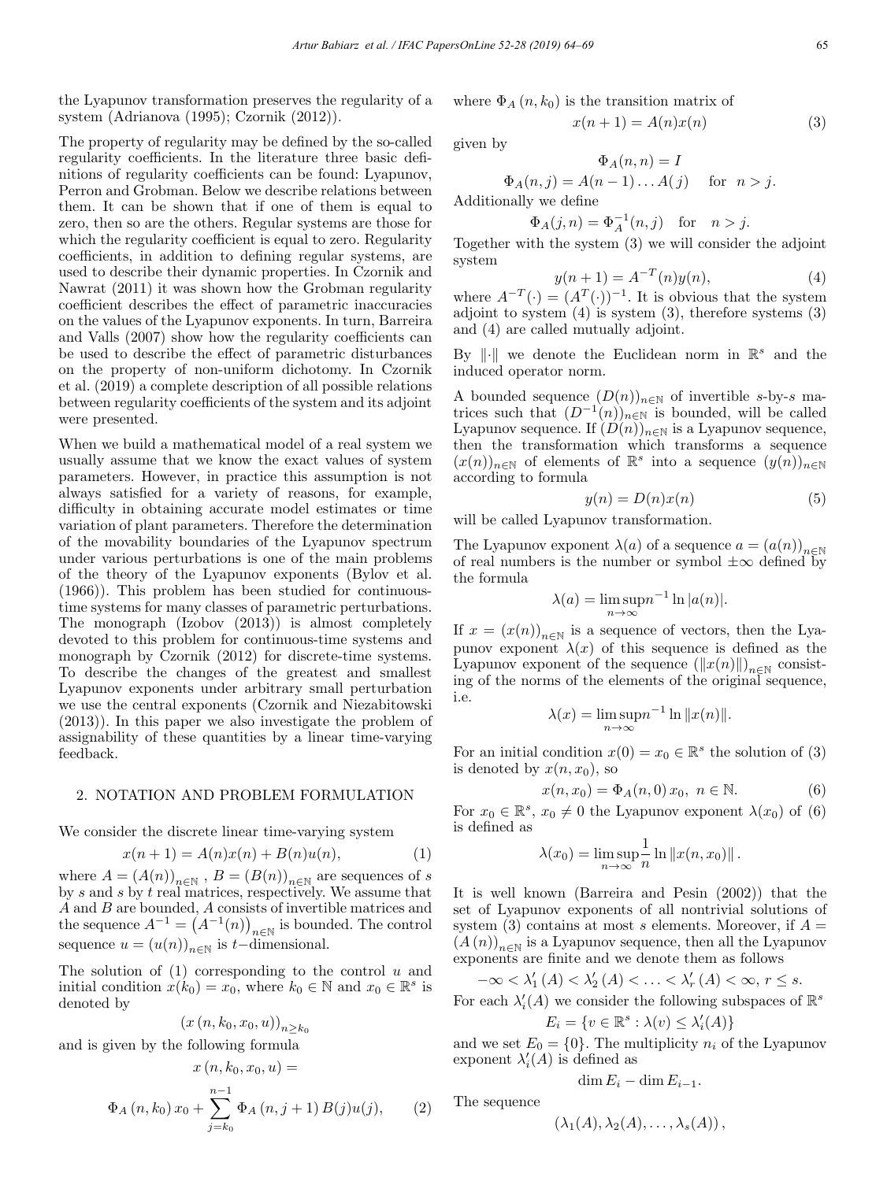the Lyapunov transformation preserves the regularity of a system (Adrianova (1995); Czornik (2012)).

The property of regularity may be defined by the so-called regularity coefficients. In the literature three basic definitions of regularity coefficients can be found: Lyapunov, Perron and Grobman. Below we describe relations between them. It can be shown that if one of them is equal to zero, then so are the others. Regular systems are those for which the regularity coefficient is equal to zero. Regularity coefficients, in addition to defining regular systems, are used to describe their dynamic properties. In Czornik and Nawrat (2011) it was shown how the Grobman regularity coefficient describes the effect of parametric inaccuracies on the values of the Lyapunov exponents. In turn, Barreira and Valls (2007) show how the regularity coefficients can be used to describe the effect of parametric disturbances on the property of non-uniform dichotomy. In Czornik et al. (2019) a complete description of all possible relations between regularity coefficients of the system and its adjoint were presented.

When we build a mathematical model of a real system we usually assume that we know the exact values of system parameters. However, in practice this assumption is not always satisfied for a variety of reasons, for example, difficulty in obtaining accurate model estimates or time variation of plant parameters. Therefore the determination of the movability boundaries of the Lyapunov spectrum under various perturbations is one of the main problems of the theory of the Lyapunov exponents (Bylov et al. (1966)). This problem has been studied for continuous-time systems for many classes of parametric perturbations. The monograph (Izobov (2013)) is almost completely devoted to this problem for continuous-time systems and monograph by Czornik (2012) for discrete-time systems. To describe the changes of the greatest and smallest Lyapunov exponents under arbitrary small perturbation we use the central exponents (Czornik and Niezabitowski (2013)). In this paper we also investigate the problem of assignability of these quantities by a linear time-varying feedback.

## 2. NOTATION AND PROBLEM FORMULATION

We consider the discrete linear time-varying system

$$x(n+1) = A(n)x(n) + B(n)u(n), \tag{1}$$

where $A = (A(n))_{n\in\mathbb{N}}$ , $B = (B(n))_{n\in\mathbb{N}}$ are sequences of $s$ by $s$ and $s$ by $t$ real matrices, respectively. We assume that $A$ and $B$ are bounded, $A$ consists of invertible matrices and the sequence $A^{-1} = \left(A^{-1}(n)\right)_{n\in\mathbb{N}}$ is bounded. The control sequence $u = (u(n))_{n\in\mathbb{N}}$ is $t-$dimensional.

The solution of (1) corresponding to the control $u$ and initial condition $x(k_0) = x_0$, where $k_0 \in \mathbb{N}$ and $x_0 \in \mathbb{R}^s$ is denoted by

$$(x(n, k_0, x_0, u))_{n\geq k_0}$$

and is given by the following formula

$$x(n, k_0, x_0, u) =$$

$$\Phi_A(n, k_0)\, x_0 + \sum_{j=k_0}^{n-1} \Phi_A(n, j+1)\, B(j)u(j), \tag{2}$$

where $\Phi_A(n, k_0)$ is the transition matrix of

$$x(n+1) = A(n)x(n) \tag{3}$$

given by

$$\Phi_A(n,n) = I$$

$$\Phi_A(n,j) = A(n-1)\dots A(j) \quad \text{for} \quad n > j.$$

Additionally we define

$$\Phi_A(j,n) = \Phi_A^{-1}(n,j) \quad \text{for} \quad n > j.$$

Together with the system (3) we will consider the adjoint system

$$y(n+1) = A^{-T}(n)y(n), \tag{4}$$

where $A^{-T}(\cdot) = (A^T(\cdot))^{-1}$. It is obvious that the system adjoint to system (4) is system (3), therefore systems (3) and (4) are called mutually adjoint.

By $\|\cdot\|$ we denote the Euclidean norm in $\mathbb{R}^s$ and the induced operator norm.

A bounded sequence $(D(n))_{n\in\mathbb{N}}$ of invertible $s$-by-$s$ matrices such that $(D^{-1}(n))_{n\in\mathbb{N}}$ is bounded, will be called Lyapunov sequence. If $(D(n))_{n\in\mathbb{N}}$ is a Lyapunov sequence, then the transformation which transforms a sequence $(x(n))_{n\in\mathbb{N}}$ of elements of $\mathbb{R}^s$ into a sequence $(y(n))_{n\in\mathbb{N}}$ according to formula

$$y(n) = D(n)x(n) \tag{5}$$

will be called Lyapunov transformation.

The Lyapunov exponent $\lambda(a)$ of a sequence $a = (a(n))_{n\in\mathbb{N}}$ of real numbers is the number or symbol $\pm\infty$ defined by the formula

$$\lambda(a) = \limsup_{n\to\infty} n^{-1} \ln |a(n)|.$$

If $x = (x(n))_{n\in\mathbb{N}}$ is a sequence of vectors, then the Lyapunov exponent $\lambda(x)$ of this sequence is defined as the Lyapunov exponent of the sequence $(\|x(n)\|)_{n\in\mathbb{N}}$ consisting of the norms of the elements of the original sequence, i.e.

$$\lambda(x) = \limsup_{n\to\infty} n^{-1} \ln \|x(n)\|.$$

For an initial condition $x(0) = x_0 \in \mathbb{R}^s$ the solution of (3) is denoted by $x(n, x_0)$, so

$$x(n, x_0) = \Phi_A(n, 0)\, x_0, \;\; n \in \mathbb{N}. \tag{6}$$

For $x_0 \in \mathbb{R}^s$, $x_0 \neq 0$ the Lyapunov exponent $\lambda(x_0)$ of (6) is defined as

$$\lambda(x_0) = \limsup_{n\to\infty} \frac{1}{n} \ln \|x(n, x_0)\|.$$

It is well known (Barreira and Pesin (2002)) that the set of Lyapunov exponents of all nontrivial solutions of system (3) contains at most $s$ elements. Moreover, if $A = (A(n))_{n\in\mathbb{N}}$ is a Lyapunov sequence, then all the Lyapunov exponents are finite and we denote them as follows

$$-\infty < \lambda_1'(A) < \lambda_2'(A) < \ldots < \lambda_r'(A) < \infty, \; r \leq s.$$

For each $\lambda_i'(A)$ we consider the following subspaces of $\mathbb{R}^s$

$$E_i = \{v \in \mathbb{R}^s : \lambda(v) \leq \lambda_i'(A)\}$$

and we set $E_0 = \{0\}$. The multiplicity $n_i$ of the Lyapunov exponent $\lambda_i'(A)$ is defined as

$$\dim E_i - \dim E_{i-1}.$$

The sequence

$$(\lambda_1(A), \lambda_2(A), \ldots, \lambda_s(A)),$$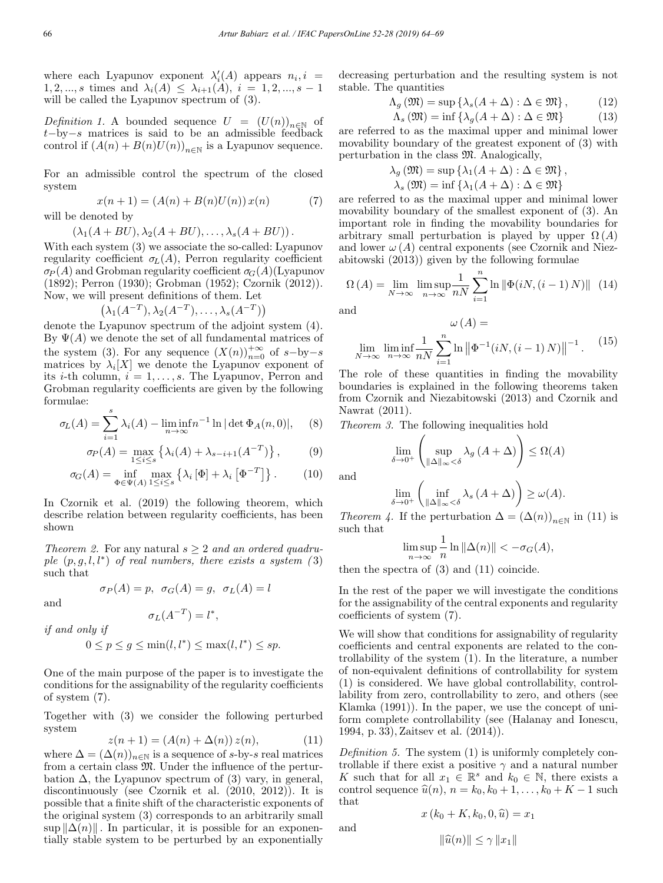where each Lyapunov exponent $\lambda_i'(A)$ appears $n_i, i = 1, 2, ..., s$ times and $\lambda_i(A) \le \lambda_{i+1}(A)$, $i = 1, 2, ..., s-1$ will be called the Lyapunov spectrum of (3).

*Definition 1.* A bounded sequence $U = (U(n))_{n\in\mathbb{N}}$ of $t$−by−$s$ matrices is said to be an admissible feedback control if $(A(n) + B(n)U(n))_{n\in\mathbb{N}}$ is a Lyapunov sequence.

For an admissible control the spectrum of the closed system

$$x(n+1) = (A(n) + B(n)U(n))\, x(n) \tag{7}$$

will be denoted by

$$(\lambda_1(A+BU), \lambda_2(A+BU), \ldots, \lambda_s(A+BU)).$$

With each system (3) we associate the so-called: Lyapunov regularity coefficient $\sigma_L(A)$, Perron regularity coefficient $\sigma_P(A)$ and Grobman regularity coefficient $\sigma_G(A)$(Lyapunov (1892); Perron (1930); Grobman (1952); Czornik (2012)). Now, we will present definitions of them. Let

$$\left(\lambda_1(A^{-T}), \lambda_2(A^{-T}), \ldots, \lambda_s(A^{-T})\right)$$

denote the Lyapunov spectrum of the adjoint system (4). By $\Psi(A)$ we denote the set of all fundamental matrices of the system (3). For any sequence $(X(n))_{n=0}^{+\infty}$ of $s$−by−$s$ matrices by $\lambda_i[X]$ we denote the Lyapunov exponent of its $i$-th column, $i = 1, \ldots, s$. The Lyapunov, Perron and Grobman regularity coefficients are given by the following formulae:

$$\sigma_L(A) = \sum_{i=1}^{s} \lambda_i(A) - \liminf_{n\to\infty} n^{-1} \ln |\det \Phi_A(n,0)|, \tag{8}$$

$$\sigma_P(A) = \max_{1\le i\le s} \left\{\lambda_i(A) + \lambda_{s-i+1}(A^{-T})\right\}, \tag{9}$$

$$\sigma_G(A) = \inf_{\Phi\in\Psi(A)} \max_{1\le i\le s} \left\{\lambda_i[\Phi] + \lambda_i\left[\Phi^{-T}\right]\right\}. \tag{10}$$

In Czornik et al. (2019) the following theorem, which describe relation between regularity coefficients, has been shown

*Theorem 2.* For any natural $s \ge 2$ *and an ordered quadruple* $(p, g, l, l^*)$ *of real numbers, there exists a system (*3) such that

$$\sigma_P(A) = p, \ \ \sigma_G(A) = g, \ \ \sigma_L(A) = l$$

and

$$\sigma_L(A^{-T}) = l^*,$$

*if and only if*

$$0 \le p \le g \le \min(l, l^*) \le \max(l, l^*) \le sp.$$

One of the main purpose of the paper is to investigate the conditions for the assignability of the regularity coefficients of system (7).

Together with (3) we consider the following perturbed system

$$z(n+1) = (A(n) + \Delta(n))\, z(n), \tag{11}$$

where $\Delta = (\Delta(n))_{n\in\mathbb{N}}$ is a sequence of $s$-by-$s$ real matrices from a certain class $\mathfrak{M}$. Under the influence of the perturbation $\Delta$, the Lyapunov spectrum of (3) vary, in general, discontinuously (see Czornik et al. (2010, 2012)). It is possible that a finite shift of the characteristic exponents of the original system (3) corresponds to an arbitrarily small $\sup\|\Delta(n)\|$. In particular, it is possible for an exponentially stable system to be perturbed by an exponentially decreasing perturbation and the resulting system is not stable. The quantities

$$\Lambda_g(\mathfrak{M}) = \sup\left\{\lambda_s(A+\Delta) : \Delta \in \mathfrak{M}\right\}, \tag{12}$$

$$\Lambda_s(\mathfrak{M}) = \inf\left\{\lambda_g(A+\Delta) : \Delta \in \mathfrak{M}\right\} \tag{13}$$

are referred to as the maximal upper and minimal lower movability boundary of the greatest exponent of (3) with perturbation in the class $\mathfrak{M}$. Analogically,

$$\lambda_g(\mathfrak{M}) = \sup\left\{\lambda_1(A+\Delta) : \Delta \in \mathfrak{M}\right\},$$
$$\lambda_s(\mathfrak{M}) = \inf\left\{\lambda_1(A+\Delta) : \Delta \in \mathfrak{M}\right\}$$

are referred to as the maximal upper and minimal lower movability boundary of the smallest exponent of (3). An important role in finding the movability boundaries for arbitrary small perturbation is played by upper $\Omega(A)$ and lower $\omega(A)$ central exponents (see Czornik and Niezabitowski (2013)) given by the following formulae

$$\Omega(A) = \lim_{N\to\infty} \limsup_{n\to\infty} \frac{1}{nN} \sum_{i=1}^{n} \ln \|\Phi(iN, (i-1)N)\| \tag{14}$$

and

$$\omega(A) = \lim_{N\to\infty} \liminf_{n\to\infty} \frac{1}{nN} \sum_{i=1}^{n} \ln \left\|\Phi^{-1}(iN, (i-1)N)\right\|^{-1}. \tag{15}$$

The role of these quantities in finding the movability boundaries is explained in the following theorems taken from Czornik and Niezabitowski (2013) and Czornik and Nawrat (2011).

*Theorem 3.* The following inequalities hold

$$\lim_{\delta\to0^+} \left(\sup_{\|\Delta\|_\infty<\delta} \lambda_g(A+\Delta)\right) \le \Omega(A)$$

and

$$\lim_{\delta\to0^+} \left(\inf_{\|\Delta\|_\infty<\delta} \lambda_s(A+\Delta)\right) \ge \omega(A).$$

*Theorem 4.* If the perturbation $\Delta = (\Delta(n))_{n\in\mathbb{N}}$ in (11) is such that

$$\limsup_{n\to\infty} \frac{1}{n} \ln\|\Delta(n)\| < -\sigma_G(A),$$

then the spectra of (3) and (11) coincide.

In the rest of the paper we will investigate the conditions for the assignability of the central exponents and regularity coefficients of system (7).

We will show that conditions for assignability of regularity coefficients and central exponents are related to the controllability of the system (1). In the literature, a number of non-equivalent definitions of controllability for system (1) is considered. We have global controllability, controllability from zero, controllability to zero, and others (see Klamka (1991)). In the paper, we use the concept of uniform complete controllability (see (Halanay and Ionescu, 1994, p. 33), Zaitsev et al. (2014)).

*Definition 5.* The system (1) is uniformly completely controllable if there exist a positive $\gamma$ and a natural number $K$ such that for all $x_1 \in \mathbb{R}^s$ and $k_0 \in \mathbb{N}$, there exists a control sequence $\widehat{u}(n)$, $n = k_0, k_0+1, \ldots, k_0+K-1$ such that

$$x(k_0+K, k_0, 0, \widehat{u}) = x_1$$

and

$$\|\widehat{u}(n)\| \le \gamma\|x_1\|$$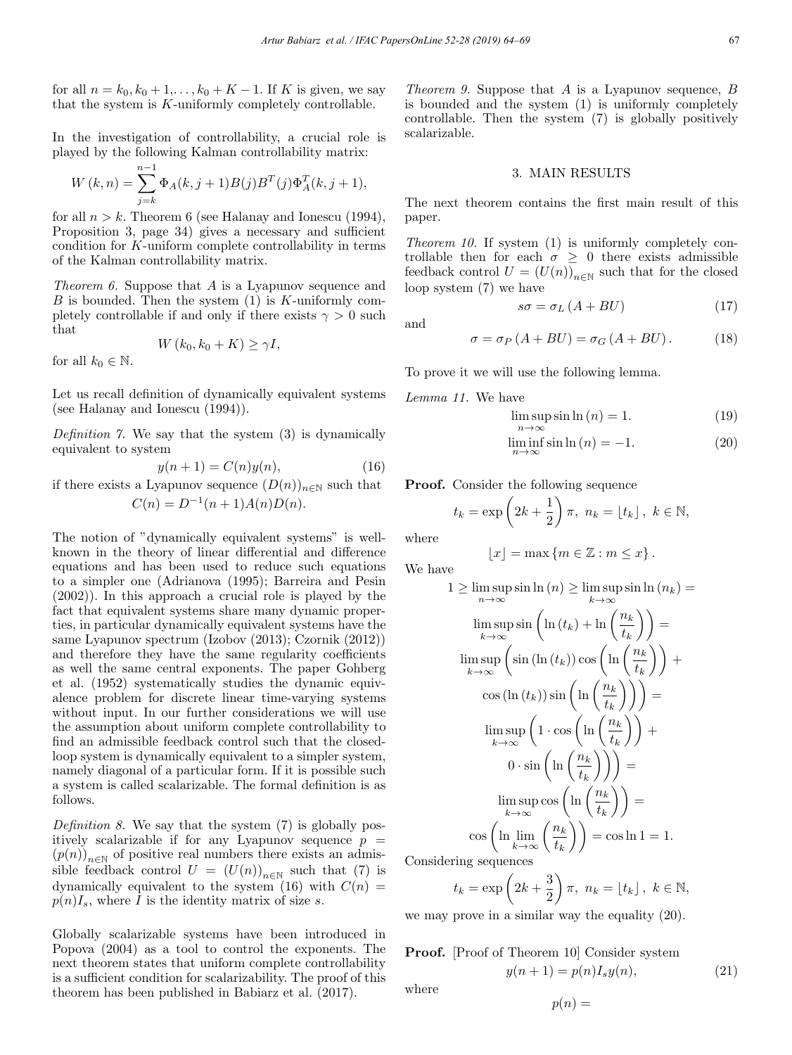for all $n = k_0, k_0+1,\ldots, k_0+K-1$. If $K$ is given, we say that the system is $K$-uniformly completely controllable.

In the investigation of controllability, a crucial role is played by the following Kalman controllability matrix:

$$W(k,n) = \sum_{j=k}^{n-1} \Phi_A(k,j+1)B(j)B^T(j)\Phi_A^T(k,j+1),$$

for all $n > k$. Theorem 6 (see Halanay and Ionescu (1994), Proposition 3, page 34) gives a necessary and sufficient condition for $K$-uniform complete controllability in terms of the Kalman controllability matrix.

*Theorem 6.* Suppose that $A$ is a Lyapunov sequence and $B$ is bounded. Then the system (1) is $K$-uniformly completely controllable if and only if there exists $\gamma > 0$ such that

$$W(k_0, k_0+K) \geq \gamma I,$$

for all $k_0 \in \mathbb{N}$.

Let us recall definition of dynamically equivalent systems (see Halanay and Ionescu (1994)).

*Definition 7.* We say that the system (3) is dynamically equivalent to system

$$y(n+1) = C(n)y(n), \tag{16}$$

if there exists a Lyapunov sequence $(D(n))_{n\in\mathbb{N}}$ such that

$$C(n) = D^{-1}(n+1)A(n)D(n).$$

The notion of "dynamically equivalent systems" is well-known in the theory of linear differential and difference equations and has been used to reduce such equations to a simpler one (Adrianova (1995); Barreira and Pesin (2002)). In this approach a crucial role is played by the fact that equivalent systems share many dynamic properties, in particular dynamically equivalent systems have the same Lyapunov spectrum (Izobov (2013); Czornik (2012)) and therefore they have the same regularity coefficients as well the same central exponents. The paper Gohberg et al. (1952) systematically studies the dynamic equivalence problem for discrete linear time-varying systems without input. In our further considerations we will use the assumption about uniform complete controllability to find an admissible feedback control such that the closed-loop system is dynamically equivalent to a simpler system, namely diagonal of a particular form. If it is possible such a system is called scalarizable. The formal definition is as follows.

*Definition 8.* We say that the system (7) is globally positively scalarizable if for any Lyapunov sequence $p = (p(n))_{n\in\mathbb{N}}$ of positive real numbers there exists an admissible feedback control $U = (U(n))_{n\in\mathbb{N}}$ such that (7) is dynamically equivalent to the system (16) with $C(n) = p(n)I_s$, where $I$ is the identity matrix of size $s$.

Globally scalarizable systems have been introduced in Popova (2004) as a tool to control the exponents. The next theorem states that uniform complete controllability is a sufficient condition for scalarizability. The proof of this theorem has been published in Babiarz et al. (2017).

*Theorem 9.* Suppose that $A$ is a Lyapunov sequence, $B$ is bounded and the system (1) is uniformly completely controllable. Then the system (7) is globally positively scalarizable.

## 3. MAIN RESULTS

The next theorem contains the first main result of this paper.

*Theorem 10.* If system (1) is uniformly completely controllable then for each $\sigma \geq 0$ there exists admissible feedback control $U = (U(n))_{n\in\mathbb{N}}$ such that for the closed loop system (7) we have

$$s\sigma = \sigma_L(A+BU) \tag{17}$$

and

$$\sigma = \sigma_P(A+BU) = \sigma_G(A+BU). \tag{18}$$

To prove it we will use the following lemma.

*Lemma 11.* We have

$$\limsup_{n\to\infty} \sin\ln(n) = 1. \tag{19}$$

$$\liminf_{n\to\infty} \sin\ln(n) = -1. \tag{20}$$

**Proof.** Consider the following sequence

$$t_k = \exp\left(2k+\frac{1}{2}\right)\pi,\ n_k = \lfloor t_k \rfloor,\ k\in\mathbb{N},$$

where

$$\lfloor x \rfloor = \max\{m\in\mathbb{Z} : m \leq x\}.$$

We have

$$1 \geq \limsup_{n\to\infty} \sin\ln(n) \geq \limsup_{k\to\infty} \sin\ln(n_k) =$$
$$\limsup_{k\to\infty} \sin\left(\ln(t_k) + \ln\left(\frac{n_k}{t_k}\right)\right) =$$
$$\limsup_{k\to\infty}\left(\sin(\ln(t_k))\cos\left(\ln\left(\frac{n_k}{t_k}\right)\right) + \cos(\ln(t_k))\sin\left(\ln\left(\frac{n_k}{t_k}\right)\right)\right) =$$
$$\limsup_{k\to\infty}\left(1\cdot\cos\left(\ln\left(\frac{n_k}{t_k}\right)\right) + 0\cdot\sin\left(\ln\left(\frac{n_k}{t_k}\right)\right)\right) =$$
$$\limsup_{k\to\infty}\cos\left(\ln\left(\frac{n_k}{t_k}\right)\right) =$$
$$\cos\left(\ln\lim_{k\to\infty}\left(\frac{n_k}{t_k}\right)\right) = \cos\ln 1 = 1.$$

Considering sequences

$$t_k = \exp\left(2k+\frac{3}{2}\right)\pi,\ n_k = \lfloor t_k \rfloor,\ k\in\mathbb{N},$$

we may prove in a similar way the equality (20).

**Proof.** [Proof of Theorem 10] Consider system

$$y(n+1) = p(n)I_s y(n), \tag{21}$$

where

$$p(n) =$$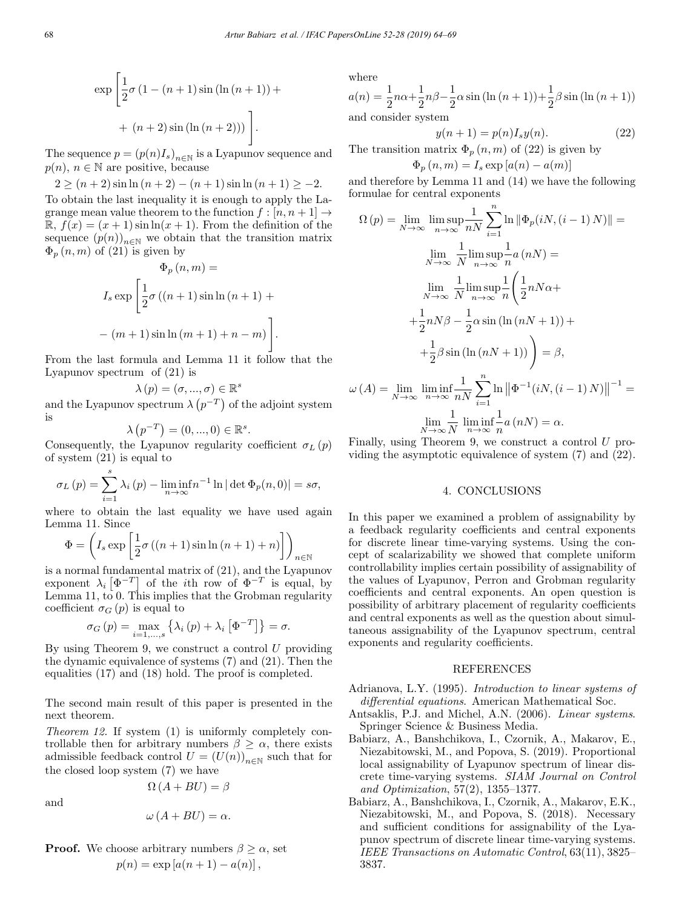$$\exp\left[\frac{1}{2}\sigma\left(1-(n+1)\sin\left(\ln\left(n+1\right)\right)+\right.\right.$$
$$\left.\left.+\ (n+2)\sin\left(\ln\left(n+2\right)\right)\right)\right].$$

The sequence $p = (p(n)I_s)_{n\in\mathbb{N}}$ is a Lyapunov sequence and $p(n)$, $n \in \mathbb{N}$ are positive, because

$$2 \geq (n+2)\sin\ln(n+2) - (n+1)\sin\ln(n+1) \geq -2.$$

To obtain the last inequality it is enough to apply the Lagrange mean value theorem to the function $f : [n, n+1] \to \mathbb{R}$, $f(x) = (x+1)\sin\ln(x+1)$. From the definition of the sequence $(p(n))_{n\in\mathbb{N}}$ we obtain that the transition matrix $\Phi_p(n,m)$ of (21) is given by

$$\Phi_p(n,m) =$$
$$I_s \exp\left[\frac{1}{2}\sigma\left((n+1)\sin\ln(n+1) + \right.\right.$$
$$\left.\left. - (m+1)\sin\ln(m+1) + n - m\right)\right].$$

From the last formula and Lemma 11 it follow that the Lyapunov spectrum of (21) is

$$\lambda(p) = (\sigma, ..., \sigma) \in \mathbb{R}^s$$

and the Lyapunov spectrum $\lambda(p^{-T})$ of the adjoint system is

$$\lambda(p^{-T}) = (0, ..., 0) \in \mathbb{R}^s.$$

Consequently, the Lyapunov regularity coefficient $\sigma_L(p)$ of system (21) is equal to

$$\sigma_L(p) = \sum_{i=1}^{s}\lambda_i(p) - \liminf_{n\to\infty} n^{-1}\ln|\det\Phi_p(n,0)| = s\sigma,$$

where to obtain the last equality we have used again Lemma 11. Since

$$\Phi = \left(I_s \exp\left[\frac{1}{2}\sigma\left((n+1)\sin\ln(n+1) + n\right)\right]\right)_{n\in\mathbb{N}}$$

is a normal fundamental matrix of (21), and the Lyapunov exponent $\lambda_i\left[\Phi^{-T}\right]$ of the $i$th row of $\Phi^{-T}$ is equal, by Lemma 11, to 0. This implies that the Grobman regularity coefficient $\sigma_G(p)$ is equal to

$$\sigma_G(p) = \max_{i=1,...,s}\left\{\lambda_i(p) + \lambda_i\left[\Phi^{-T}\right]\right\} = \sigma.$$

By using Theorem 9, we construct a control $U$ providing the dynamic equivalence of systems (7) and (21). Then the equalities (17) and (18) hold. The proof is completed.

The second main result of this paper is presented in the next theorem.

*Theorem 12.* If system (1) is uniformly completely controllable then for arbitrary numbers $\beta \geq \alpha$, there exists admissible feedback control $U = (U(n))_{n\in\mathbb{N}}$ such that for the closed loop system (7) we have

$$\Omega(A + BU) = \beta$$

and

$$\omega(A + BU) = \alpha.$$

**Proof.** We choose arbitrary numbers $\beta \geq \alpha$, set

$$p(n) = \exp\left[a(n+1) - a(n)\right],$$

where

$$a(n) = \frac{1}{2}n\alpha + \frac{1}{2}n\beta - \frac{1}{2}\alpha\sin\left(\ln\left(n+1\right)\right) + \frac{1}{2}\beta\sin\left(\ln\left(n+1\right)\right)$$

and consider system

$$y(n+1) = p(n)I_s y(n). \tag{22}$$

The transition matrix $\Phi_p(n,m)$ of (22) is given by

$$\Phi_p(n,m) = I_s \exp\left[a(n) - a(m)\right]$$

and therefore by Lemma 11 and (14) we have the following formulae for central exponents

$$\Omega(p) = \lim_{N\to\infty}\ \limsup_{n\to\infty}\frac{1}{nN}\sum_{i=1}^{n}\ln\|\Phi_p(iN,(i-1)N)\| =$$
$$\lim_{N\to\infty}\ \frac{1}{N}\limsup_{n\to\infty}\frac{1}{n}a(nN) =$$
$$\lim_{N\to\infty}\ \frac{1}{N}\limsup_{n\to\infty}\frac{1}{n}\left(\frac{1}{2}nN\alpha + \right.$$
$$+\frac{1}{2}nN\beta - \frac{1}{2}\alpha\sin\left(\ln\left(nN+1\right)\right) +$$
$$\left. +\frac{1}{2}\beta\sin\left(\ln\left(nN+1\right)\right)\right) = \beta,$$

$$\omega(A) = \lim_{N\to\infty}\ \liminf_{n\to\infty}\frac{1}{nN}\sum_{i=1}^{n}\ln\left\|\Phi^{-1}(iN,(i-1)N)\right\|^{-1} =$$
$$\lim_{N\to\infty}\frac{1}{N}\ \liminf_{n\to\infty}\frac{1}{n}a(nN) = \alpha.$$

Finally, using Theorem 9, we construct a control $U$ providing the asymptotic equivalence of system (7) and (22).

## 4. CONCLUSIONS

In this paper we examined a problem of assignability by a feedback regularity coefficients and central exponents for discrete linear time-varying systems. Using the concept of scalarizability we showed that complete uniform controllability implies certain possibility of assignability of the values of Lyapunov, Perron and Grobman regularity coefficients and central exponents. An open question is possibility of arbitrary placement of regularity coefficients and central exponents as well as the question about simultaneous assignability of the Lyapunov spectrum, central exponents and regularity coefficients.

## REFERENCES

Adrianova, L.Y. (1995). *Introduction to linear systems of differential equations*. American Mathematical Soc.

Antsaklis, P.J. and Michel, A.N. (2006). *Linear systems*. Springer Science & Business Media.

Babiarz, A., Banshchikova, I., Czornik, A., Makarov, E., Niezabitowski, M., and Popova, S. (2019). Proportional local assignability of Lyapunov spectrum of linear discrete time-varying systems. *SIAM Journal on Control and Optimization*, 57(2), 1355–1377.

Babiarz, A., Banshchikova, I., Czornik, A., Makarov, E.K., Niezabitowski, M., and Popova, S. (2018). Necessary and sufficient conditions for assignability of the Lyapunov spectrum of discrete linear time-varying systems. *IEEE Transactions on Automatic Control*, 63(11), 3825–3837.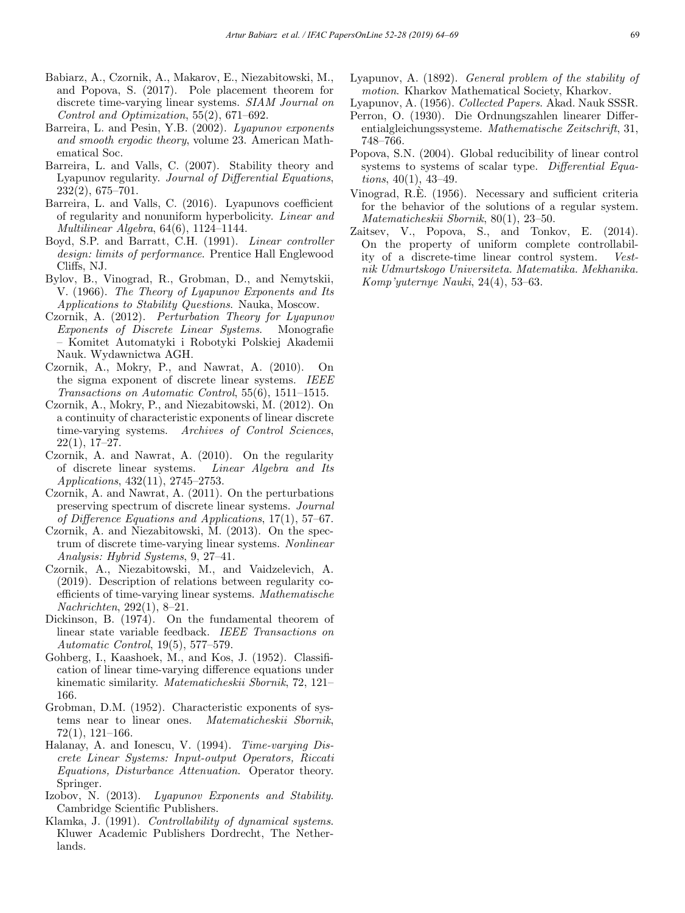Babiarz, A., Czornik, A., Makarov, E., Niezabitowski, M., and Popova, S. (2017). Pole placement theorem for discrete time-varying linear systems. *SIAM Journal on Control and Optimization*, 55(2), 671–692.

Barreira, L. and Pesin, Y.B. (2002). *Lyapunov exponents and smooth ergodic theory*, volume 23. American Mathematical Soc.

Barreira, L. and Valls, C. (2007). Stability theory and Lyapunov regularity. *Journal of Differential Equations*, 232(2), 675–701.

Barreira, L. and Valls, C. (2016). Lyapunovs coefficient of regularity and nonuniform hyperbolicity. *Linear and Multilinear Algebra*, 64(6), 1124–1144.

Boyd, S.P. and Barratt, C.H. (1991). *Linear controller design: limits of performance*. Prentice Hall Englewood Cliffs, NJ.

Bylov, B., Vinograd, R., Grobman, D., and Nemytskii, V. (1966). *The Theory of Lyapunov Exponents and Its Applications to Stability Questions*. Nauka, Moscow.

Czornik, A. (2012). *Perturbation Theory for Lyapunov Exponents of Discrete Linear Systems*. Monografie – Komitet Automatyki i Robotyki Polskiej Akademii Nauk. Wydawnictwa AGH.

Czornik, A., Mokry, P., and Nawrat, A. (2010). On the sigma exponent of discrete linear systems. *IEEE Transactions on Automatic Control*, 55(6), 1511–1515.

Czornik, A., Mokry, P., and Niezabitowski, M. (2012). On a continuity of characteristic exponents of linear discrete time-varying systems. *Archives of Control Sciences*, 22(1), 17–27.

Czornik, A. and Nawrat, A. (2010). On the regularity of discrete linear systems. *Linear Algebra and Its Applications*, 432(11), 2745–2753.

Czornik, A. and Nawrat, A. (2011). On the perturbations preserving spectrum of discrete linear systems. *Journal of Difference Equations and Applications*, 17(1), 57–67.

Czornik, A. and Niezabitowski, M. (2013). On the spectrum of discrete time-varying linear systems. *Nonlinear Analysis: Hybrid Systems*, 9, 27–41.

Czornik, A., Niezabitowski, M., and Vaidzelevich, A. (2019). Description of relations between regularity coefficients of time-varying linear systems. *Mathematische Nachrichten*, 292(1), 8–21.

Dickinson, B. (1974). On the fundamental theorem of linear state variable feedback. *IEEE Transactions on Automatic Control*, 19(5), 577–579.

Gohberg, I., Kaashoek, M., and Kos, J. (1952). Classification of linear time-varying difference equations under kinematic similarity. *Matematicheskii Sbornik*, 72, 121–166.

Grobman, D.M. (1952). Characteristic exponents of systems near to linear ones. *Matematicheskii Sbornik*, 72(1), 121–166.

Halanay, A. and Ionescu, V. (1994). *Time-varying Discrete Linear Systems: Input-output Operators, Riccati Equations, Disturbance Attenuation*. Operator theory. Springer.

Izobov, N. (2013). *Lyapunov Exponents and Stability*. Cambridge Scientific Publishers.

Klamka, J. (1991). *Controllability of dynamical systems*. Kluwer Academic Publishers Dordrecht, The Netherlands.

Lyapunov, A. (1892). *General problem of the stability of motion*. Kharkov Mathematical Society, Kharkov.

Lyapunov, A. (1956). *Collected Papers*. Akad. Nauk SSSR.

Perron, O. (1930). Die Ordnungszahlen linearer Differentialgleichungssysteme. *Mathematische Zeitschrift*, 31, 748–766.

Popova, S.N. (2004). Global reducibility of linear control systems to systems of scalar type. *Differential Equations*, 40(1), 43–49.

Vinograd, R.È. (1956). Necessary and sufficient criteria for the behavior of the solutions of a regular system. *Matematicheskii Sbornik*, 80(1), 23–50.

Zaitsev, V., Popova, S., and Tonkov, E. (2014). On the property of uniform complete controllability of a discrete-time linear control system. *Vestnik Udmurtskogo Universiteta. Matematika. Mekhanika. Komp'yuternye Nauki*, 24(4), 53–63.